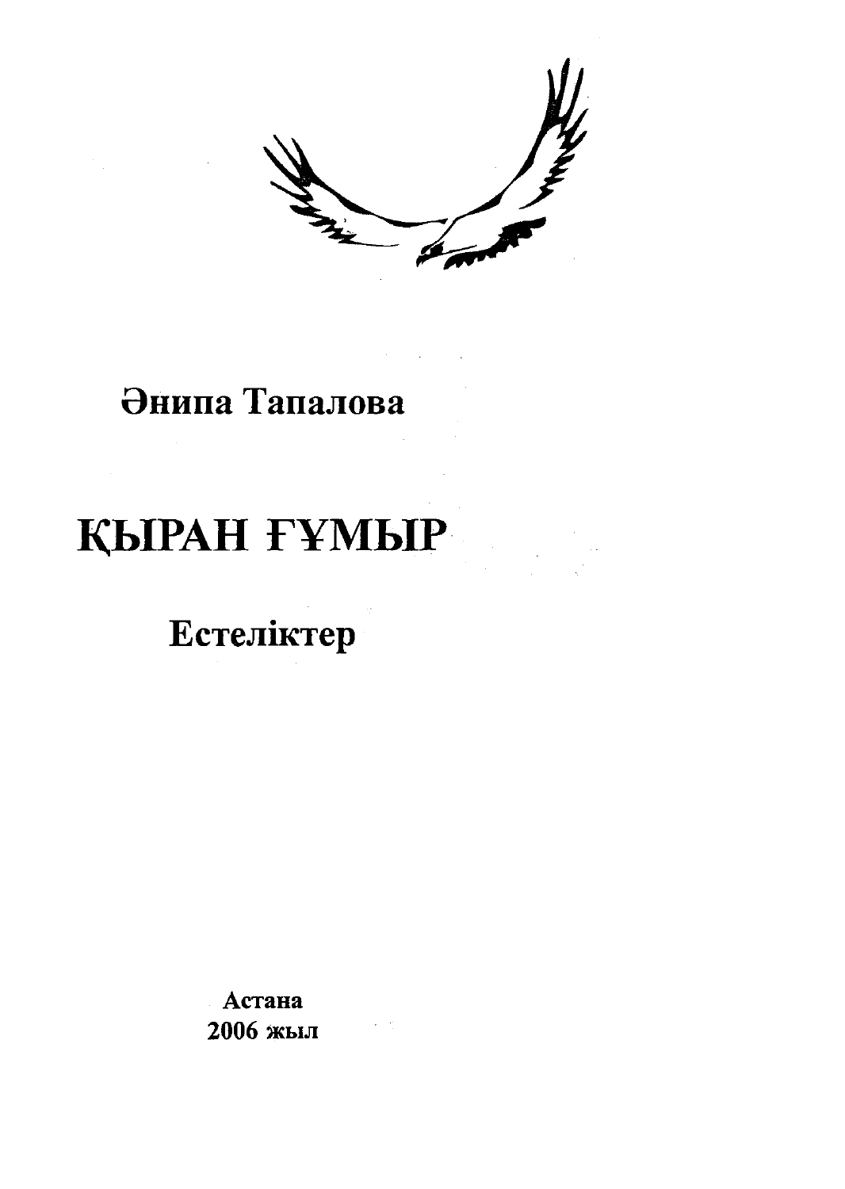**Әнипа Тапалова**

# ҚЫРАН ҒҰМЫР

**Естеліктер**

**Астана**
**2006 жыл**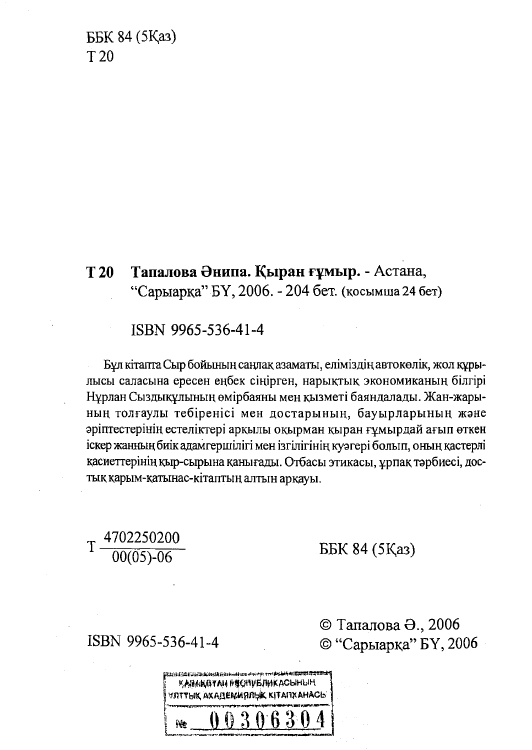ББК 84 (5Қаз)
Т 20

**Т 20** **Тапалова Әнипа. Қыран ғұмыр.** - Астана, "Сарыарқа" БҮ, 2006. - 204 бет. (қосымша 24 бет)

ISBN 9965-536-41-4

Бұл кітапта Сыр бойының саңлақ азаматы, еліміздің автокөлік, жол құрылысы саласына ересен еңбек сіңірген, нарықтық экономиканың білгірі Нұрлан Сыздықұлының өмірбаяны мен қызметі баяндалады. Жан-жарының толғаулы тебіренісі мен достарының, бауырларының және әріптестерінің естеліктері арқылы оқырман қыран ғұмырдай ағып өткен іскер жанның биік адамгершілігі мен ізгілігінің куәгері болып, оның қастерлі қасиеттерінің қыр-сырына қанығады. Отбасы этикасы, ұрпақ тәрбиесі, достық қарым-қатынас-кітаптың алтын арқауы.

$$Т\ \frac{4702250200}{00(05)\text{-}06}$$

ББК 84 (5Қаз)

ISBN 9965-536-41-4

© Тапалова Ә., 2006
© "Сарыарқа" БҮ, 2006

ҚАЗАҚСТАН РЕСПУБЛИКАСЫНЫҢ
ҰЛТТЫҚ АКАДЕМИЯЛЫҚ КІТАПХАНАСЫ
№ 00306304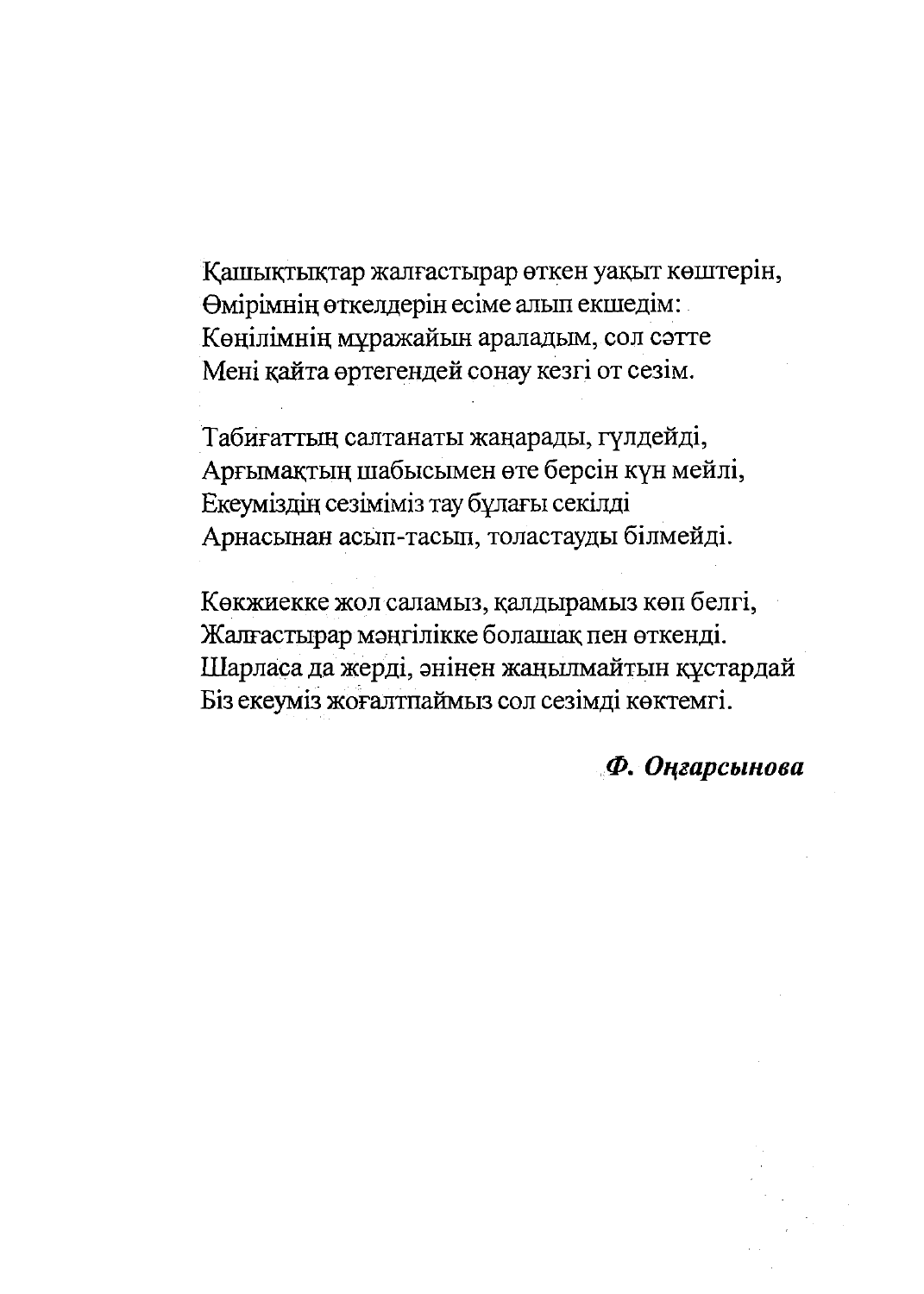Қашықтықтар жалғастырар өткен уақыт көштерін,
Өмірімнің өткелдерін есіме алып екшедім:
Көңілімнің мұражайын араладым, сол сәтте
Мені қайта өртегендей сонау кезгі от сезім.

Табиғаттың салтанаты жаңарады, гүлдейді,
Арғымақтың шабысымен өте берсін күн мейлі,
Екеуміздің сезіміміз тау бұлағы секілді
Арнасынан асып-тасып, толастауды білмейді.

Көкжиекке жол саламыз, қалдырамыз көп белгі,
Жалғастырар мәңгілікке болашақ пен өткенді.
Шарласа да жерді, әнінен жаңылмайтын құстардай
Біз екеуміз жоғалтпаймыз сол сезімді көктемгі.

***Ф. Оңғарсынова***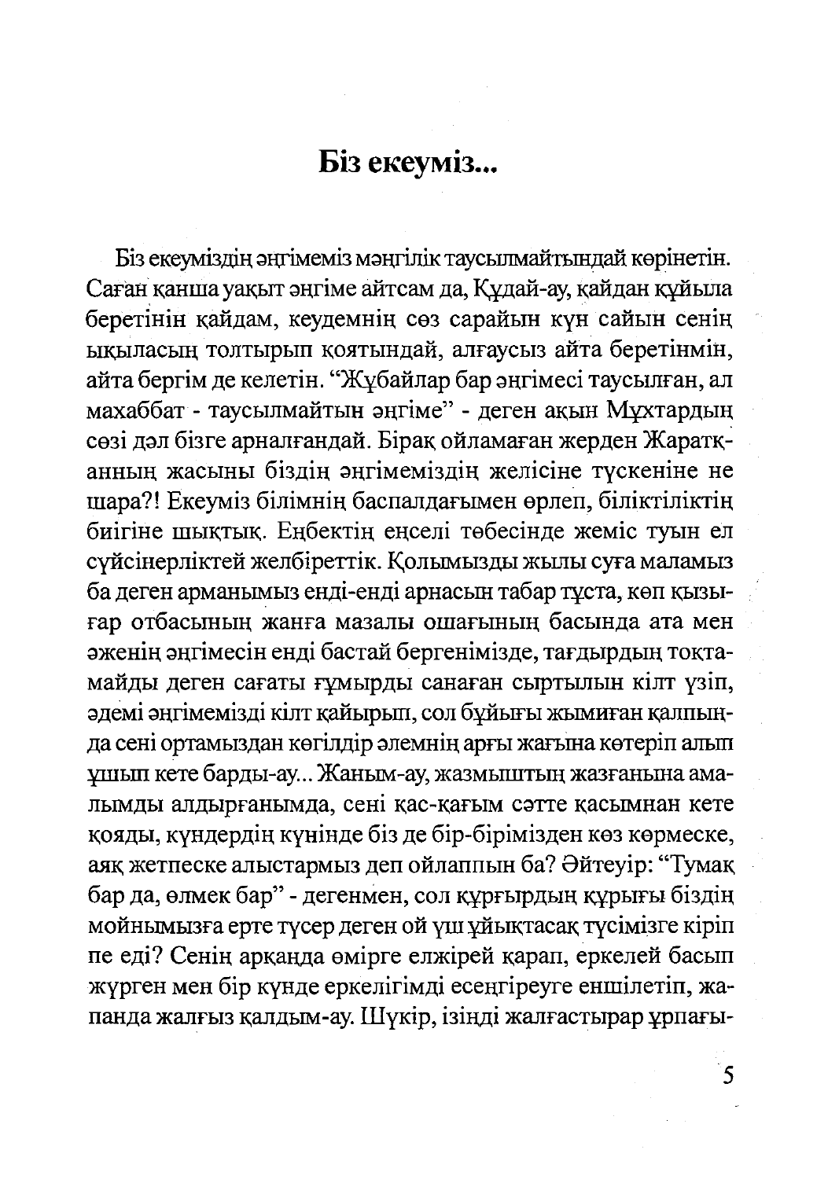## Біз екеуміз...

Біз екеуміздің әңгімеміз мәңгілік таусылмайтындай көрінетін. Саған қанша уақыт әңгіме айтсам да, Құдай-ау, қайдан құйыла беретінін қайдам, кеудемнің сөз сарайын күн сайын сенің ықыласың толтырып қоятындай, алғаусыз айта беретінмін, айта бергім де келетін. "Жұбайлар бар әңгімесі таусылған, ал махаббат - таусылмайтын әңгіме" - деген ақын Мұхтардың сөзі дәл бізге арналғандай. Бірақ ойламаған жерден Жаратқанның жасыны біздің әңгімеміздің желісіне түскеніне не шара?! Екеуміз білімнің баспалдағымен өрлеп, біліктіліктің биігіне шықтық. Еңбектің еңселі төбесінде жеміс туын ел сүйсінерліктей желбіреттік. Қолымызды жылы суға маламыз ба деген арманымыз енді-енді арнасын табар тұста, көп қызығар отбасының жанға мазалы ошағының басында ата мен әженің әңгімесін енді бастай бергенімізде, тағдырдың тоқтамайды деген сағаты ғұмырды санаған сыртылын кілт үзіп, әдемі әңгімемізді кілт қайырып, сол бұйығы жымиған қалпыңда сені ортамыздан көгілдір әлемнің арғы жағына көтеріп алып ұшып кете барды-ау... Жаным-ау, жазмыштың жазғанына амалымды алдырғанымда, сені қас-қағым сәтте қасымнан кете қояды, күндердің күнінде біз де бір-бірімізден көз көрмеске, аяқ жетпеске алыстармыз деп ойлаппын ба? Әйтеуір: "Тумақ бар да, өлмек бар" - дегенмен, сол құрғырдың құрығы біздің мойнымызға ерте түсер деген ой үш ұйықтасақ түсімізге кіріп пе еді? Сенің арқаңда өмірге елжірей қарап, еркелей басып жүрген мен бір күнде еркелігімді есеңгіреуге еншілетіп, жапанда жалғыз қалдым-ау. Шүкір, ізіңді жалғастырар ұрпағы-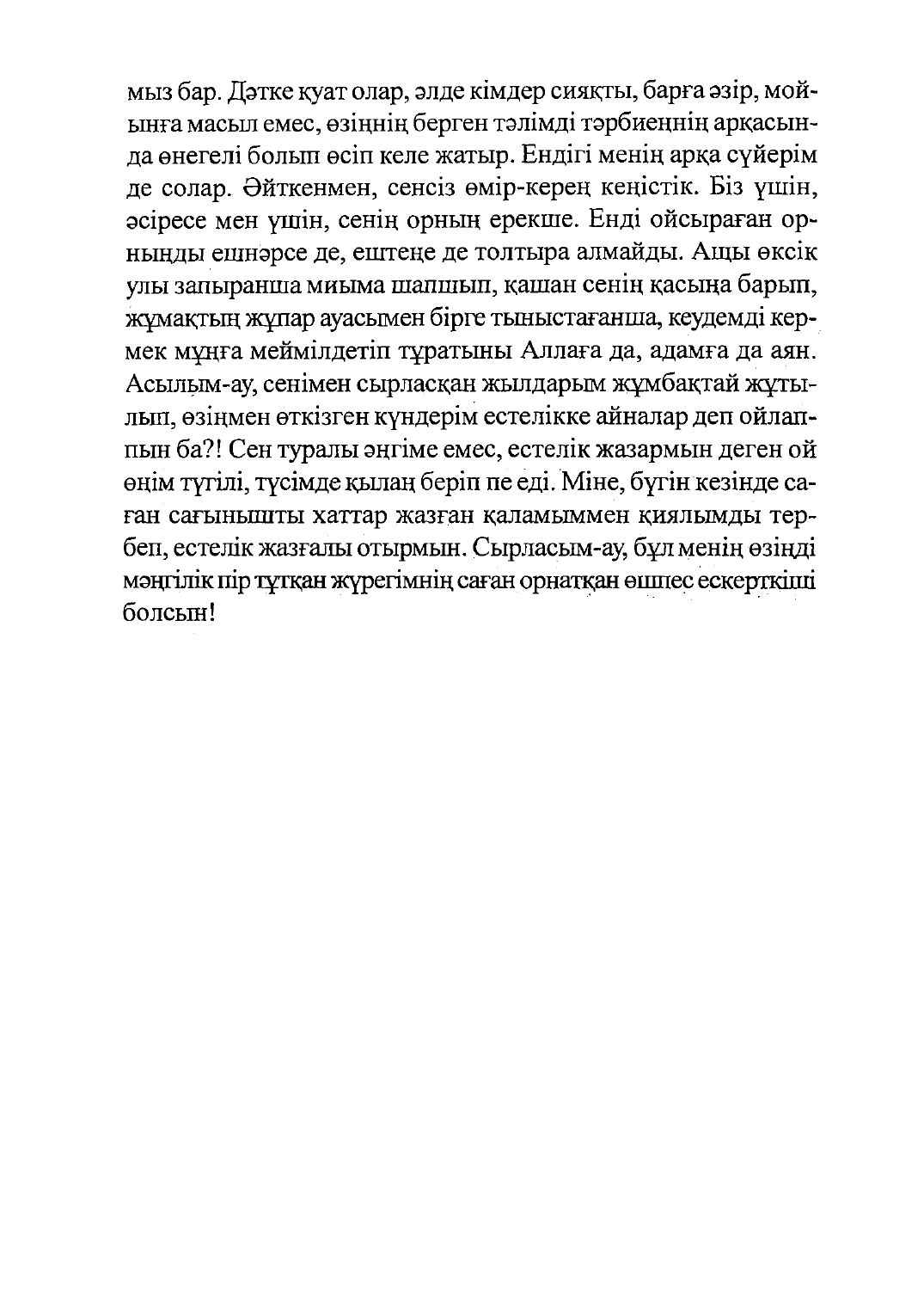мыз бар. Дәтке қуат олар, әлде кімдер сияқты, барға әзір, мойынға масыл емес, өзіңнің берген тәлімді тәрбиеңнің арқасында өнегелі болып өсіп келе жатыр. Ендігі менің арқа сүйерім де солар. Әйткенмен, сенсіз өмір-кереӊ кеңістік. Біз үшін, әсіресе мен үшін, сенің орның ерекше. Енді ойсыраған орныңды ешнәрсе де, ештеңе де толтыра алмайды. Ащы өксік улы запыранша миыма шапшып, қашан сенің қасыңа барып, жұмақтың жұпар ауасымен бірге тыныстағанша, кеудемді кермек мұңға мейміллдетіп тұратыны Аллаға да, адамға да аян. Асылым-ау, сенімен сырласқан жылдарым жұмбақтай жұтылып, өзіңмен өткізген күндерім естелікке айналар деп ойлаппын ба?! Сен туралы әңгіме емес, естелік жазармын деген ой өңім түгілі, түсімде қылаң беріп пе еді. Міне, бүгін кезінде саған сағынышты хаттар жазған қаламыммен қиялымды тербеп, естелік жазғалы отырмын. Сырласым-ау, бұл менің өзіңді мәңгілік пір тұтқан жүрегімнің саған орнатқан өшпес ескерткіші болсын!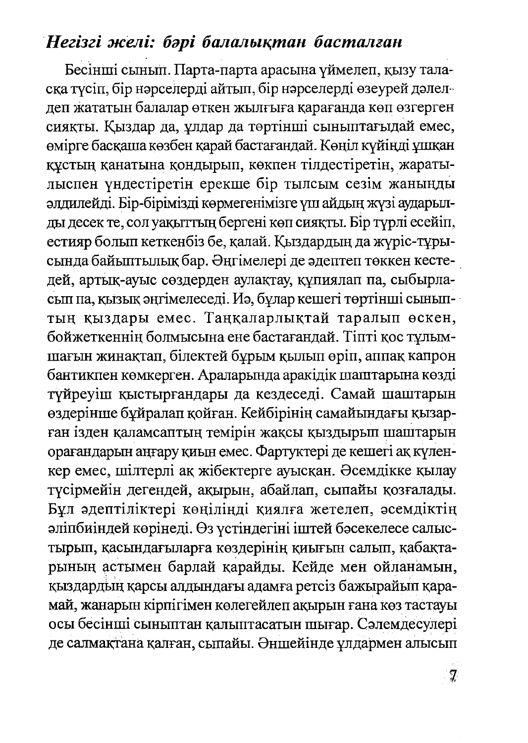## *Негізгі желі: бәрі балалықтан басталған*

Бесінші сынып. Парта-парта арасына үймелеп, қызу таласқа түсіп, бір нәрселерді айтып, бір нәрселерді өзеурей дәлелдеп жататын балалар өткен жылғыға қарағанда көп өзгерген сияқты. Қыздар да, ұлдар да төртінші сыныптағыдай емес, өмірге басқаша көзбен қарай бастағандай. Көңіл күйінді ұшқан құстың қанатына қондырып, көкпен тілдестіретін, жаратылыспен үндестіретін ерекше бір тылсым сезім жаныңды әлдилейді. Бір-бірімізді көрмегенімізге үш айдың жүзі аударылды десек те, сол уақыттың бергені көп сияқты. Бір түрлі есейіп, естияр болып кеткенбіз бе, қалай. Қыздардың да жүріс-тұрысында байыптылық бар. Әңгімелері де әдептеп төккен кестедей, артық-ауыс сөздерден аулақтау, құпиялап па, сыбырласып па, қызық әңгімелеседі. Иә, бұлар кешегі төртінші сыныптың қыздары емес. Таңқаларлықтай таралып өскен, бойжеткеннің болмысына ене бастағандай. Тіпті қос тұлымшағын жинақтап, білектей бұрым қылып өріп, аппақ капрон бантикпен көмкерген. Араларында аракідік шаштарына көзді түйреуіш қыстырғандары да кездеседі. Самай шаштарын өздерінше бұйралап қойған. Кейбірінің самайындағы қызарған ізден қаламсаптың темірін жақсы қыздырып шаштарын орағандарын аңғару қиын емес. Фартуктері де кешегі ақ күленкер емес, шілтерлі ақ жібектерге ауысқан. Әсемдікке қылау түсірмейін дегендей, ақырын, абайлап, сыпайы қозғалады. Бұл әдептіліктері көңіліңді қиялға жетелеп, әсемдіктің әліпбиіндей көрінеді. Өз үстіндегіні іштей бәсекелесе салыстырып, қасындағыларға көздерінің қиығын салып, қабақтарының астымен барлай қарайды. Кейде мен ойланамын, қыздардың қарсы алдындағы адамға ретсіз бажырайып қарамай, жанарын кірпігімен көлегейлеп ақырын ғана көз тастауы осы бесінші сыныптан қалыптасатын шығар. Сәлемдесулері де салмақтана қалған, сыпайы. Әншейінде ұлдармен алысып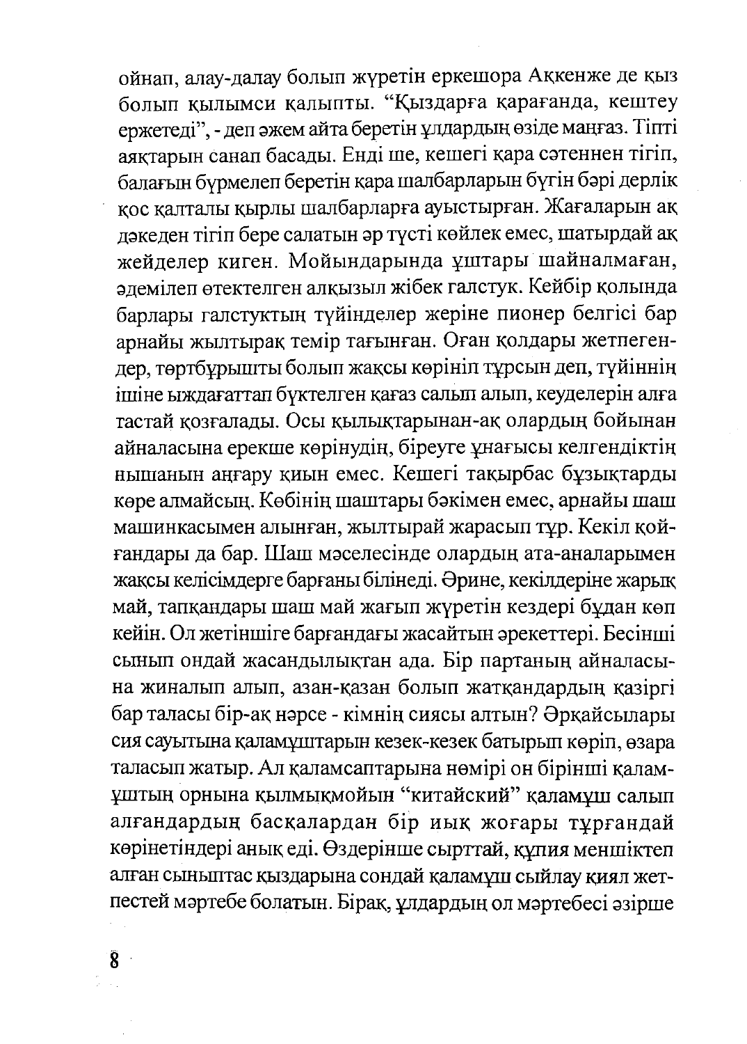ойнап, алау-далау болып жүретін еркешора Аккенже де қыз болып қылымсы қалыпты. "Қыздарға қарағанда, кештеу ержетеді", - деп әжем айта беретін ұлдардың өзіде маңғаз. Тіпті аяқтарын санап басады. Енді ше, кешегі қара сәтеннен тігіп, балағын бүрмелеп беретін қара шалбарларын бүгін бәрі дерлік қос қалталы қырлы шалбарларға ауыстырған. Жағаларын ақ дәкеден тігіп бере салатын әр түсті көйлек емес, шатырдай ақ жейделер киген. Мойындарында ұштары шайналмаған, әдемілеп өтектелген алқызыл жібек галстук. Кейбір қолында барлары галстуктың түйінделер жеріне пионер белгісі бар арнайы жылтырақ темір тағынған. Оған қолдары жетпегендер, төртбұрышты болып жақсы көрініп тұрсын деп, түйіннің ішіне ыждағаттап бүктелген қағаз салып алып, кеуделерін алға тастай қозғалады. Осы қылықтарынан-ақ олардың бойынан айналасына ерекше көрінудің, біреуге ұнағысы келгендіктің нышанын аңғару қиын емес. Кешегі тақырбас бұзықтарды көре алмайсың. Көбінің шаштары бәкімен емес, арнайы шаш машинкасымен алынған, жылтырай жарасып тұр. Кекіл қойғандары да бар. Шаш мәселесінде олардың ата-аналарымен жақсы келісімдерге барғаны білінеді. Әрине, кекілдеріне жарық май, тапқандары шаш май жағып жүретін кездері бұдан көп кейін. Ол жетіншіге барғандағы жасайтын әрекеттері. Бесінші сынып ондай жасандылықтан ада. Бір партаның айналасына жиналып алып, азан-қазан болып жатқандардың қазіргі бар таласы бір-ақ нәрсе - кімнің сиясы алтын? Әрқайсылары сия сауытына қаламұштарын кезек-кезек батырып көріп, өзара таласып жатыр. Ал қаламсаптарына нөмірі он бірінші қаламұштың орнына қылмықмойын "китайский" қаламұш салып алғандардың басқалардан бір иық жоғары тұрғандай көрінетіндері анық еді. Өздерінше сырттай, құпия меншіктеп алған сыныптас қыздарына сондай қаламұш сыйлау қиял жетпестей мәртебе болатын. Бірақ, ұлдардың ол мәртебесі әзірше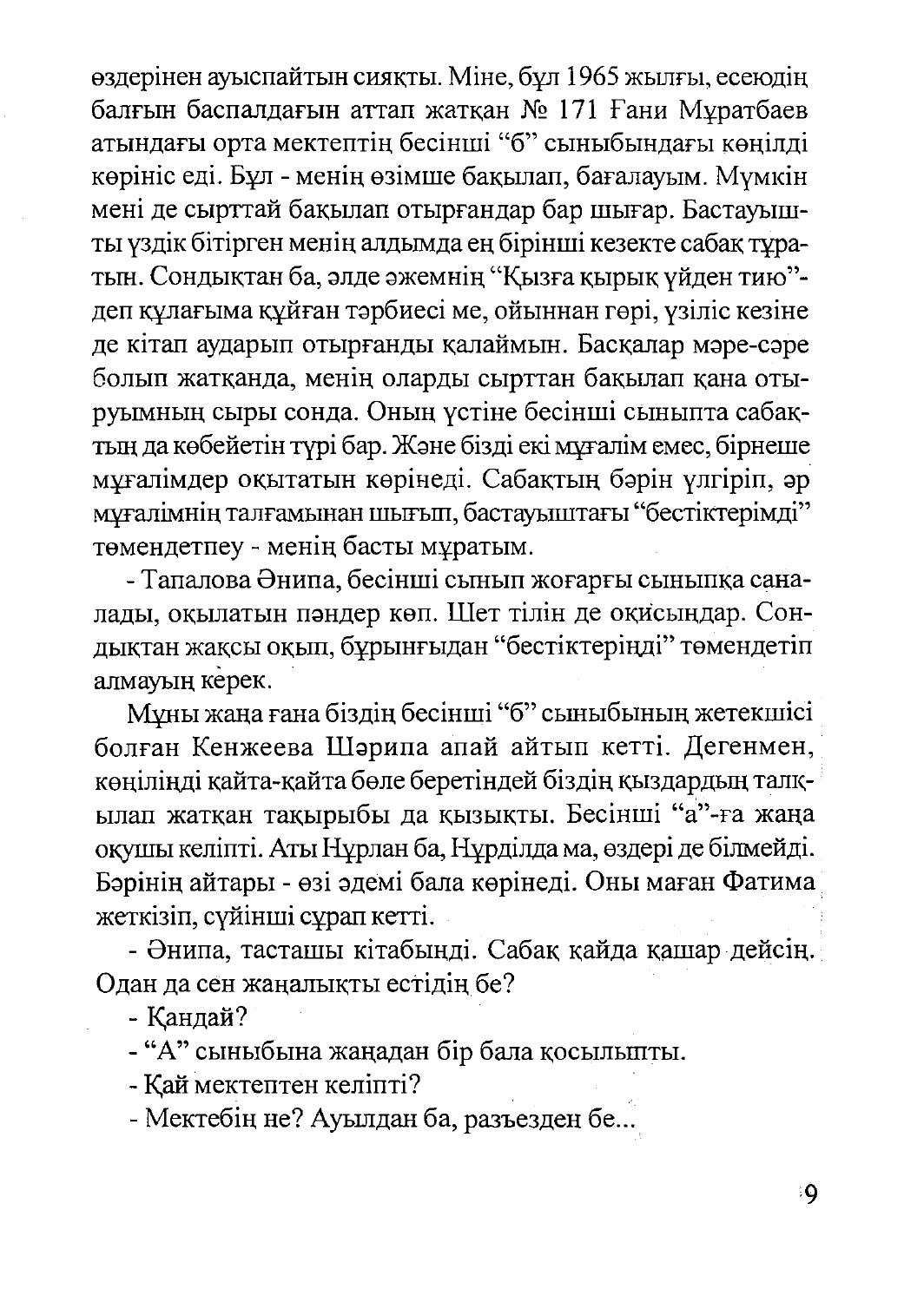өздерінен ауыспайтын сияқты. Міне, бұл 1965 жылғы, есеюдің балғын баспалдағын аттап жатқан № 171 Ғани Мұратбаев атындағы орта мектептің бесінші "б" сыныбындағы көңілді көрініс еді. Бұл - менің өзімше бақылап, бағалауым. Мүмкін мені де сырттай бақылап отырғандар бар шығар. Бастауышты үздік бітірген менің алдымда ең бірінші кезекте сабақ тұратын. Сондықтан ба, әлде әжемнің "Қызға қырық үйден тию"- деп құлағыма құйған тәрбиесі ме, ойыннан гөрі, үзіліс кезіне де кітап аударып отырғанды қалаймын. Басқалар мәре-сәре болып жатқанда, менің оларды сырттан бақылап қана отыруымның сыры сонда. Оның үстіне бесінші сыныпта сабақтың да көбейетін түрі бар. Және бізді екі мұғалім емес, бірнеше мұғалімдер оқытатын көрінеді. Сабақтың бәрін үлгіріп, әр мұғалімнің талғамынан шығып, бастауыштағы "бестіктерімді" төмендетпеу - менің басты мұратым.

- Тапалова Әнипа, бесінші сынып жоғарғы сыныпқа саналады, оқылатын пәндер көп. Шет тілін де оқисыңдар. Сондықтан жақсы оқып, бұрынғыдан "бестіктеріңді" төмендетіп алмауың керек.

Мұны жаңа ғана біздің бесінші "б" сыныбының жетекшісі болған Кенжеева Шәрипа апай айтып кетті. Дегенмен, көңілінді қайта-қайта бөле беретіндей біздің қыздардың талқылап жатқан тақырыбы да қызықты. Бесінші "а"-ға жаңа оқушы келіпті. Аты Нұрлан ба, Нұрділда ма, өздері де білмейді. Бәрінің айтары - өзі әдемі бала көрінеді. Оны маған Фатима жеткізіп, сүйінші сұрап кетті.

- Әнипа, тасташы кітабынды. Сабақ қайда қашар дейсің. Одан да сен жаңалықты естідің бе?

- Қандай?

- "А" сыныбына жаңадан бір бала қосылыпты.

- Қай мектептен келіпті?

- Мектебің не? Ауылдан ба, разъезден бе...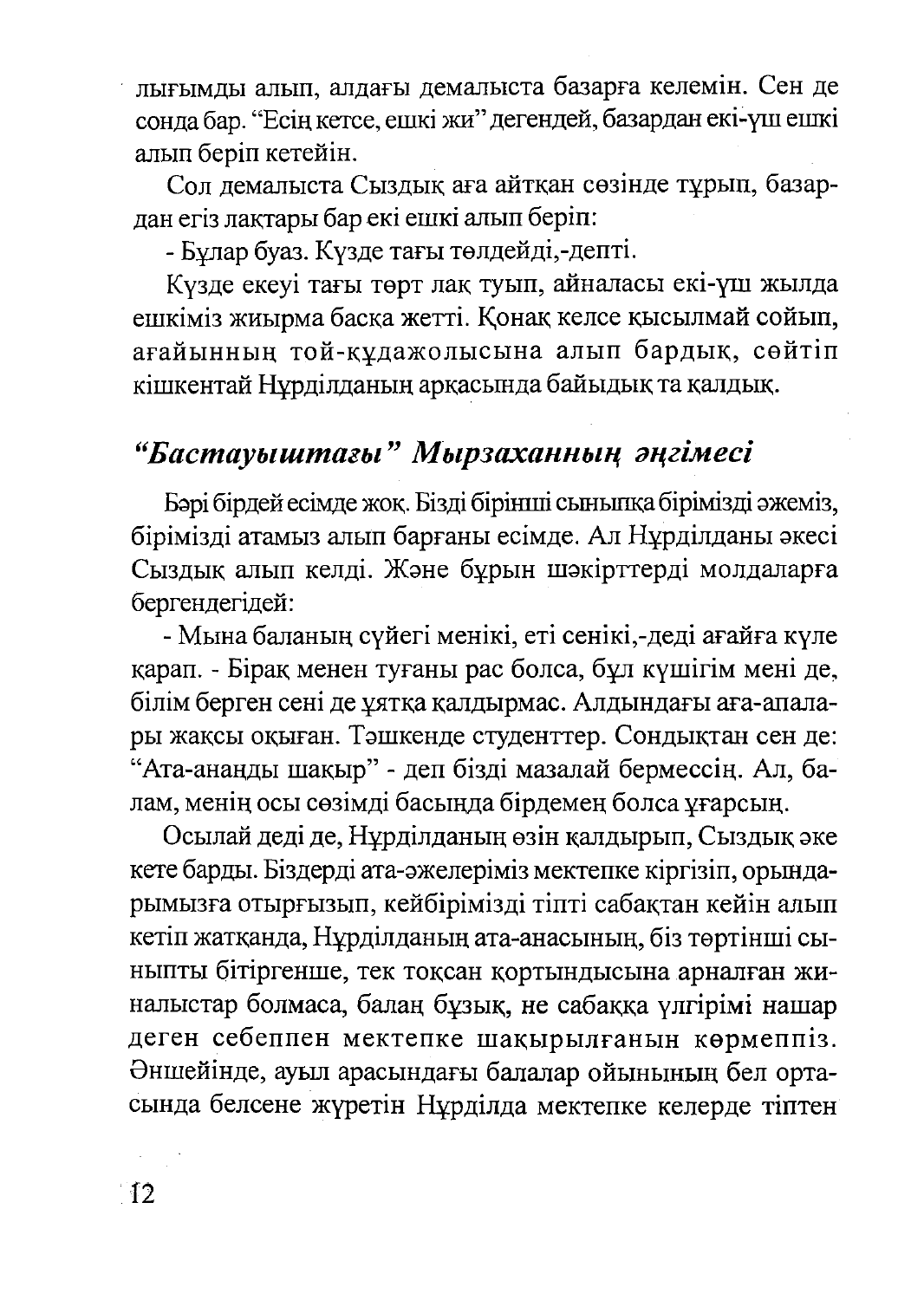лығымды алып, алдағы демалыста базарға келемін. Сен де сонда бар. "Есің кетсе, ешкі жи" дегендей, базардан екі-үш ешкі алып беріп кетейін.

Сол демалыста Сыздық аға айтқан сөзінде тұрып, базардан егіз лақтары бар екі ешкі алып беріп:

- Бұлар буаз. Күзде тағы төлдейді,-депті.

Күзде екеуі тағы төрт лақ туып, айналасы екі-үш жылда ешкіміз жиырма басқа жетті. Қонақ келсе қысылмай сойып, ағайынның той-құдажолысына алып бардық, сөйтіп кішкентай Нұрділданың арқасында байыдық та қалдық.

## *"Бастауыштағы" Мырзаханның әңгімесі*

Бәрі бірдей есімде жоқ. Бізді бірінші сыныпқа біріміздi әжеміз, біріміздi атамыз алып барғаны есімде. Ал Нұрділданы әкесі Сыздық алып келді. Және бұрын шәкірттерді молдаларға бергендегідей:

- Мына баланың сүйегі менікі, еті сенікі,-деді ағайға күле қарап. - Бірақ менен туғаны рас болса, бұл күшігім мені де, білім берген сені де ұятқа қалдырмас. Алдындағы аға-апалары жақсы оқыған. Тәшкенде студенттер. Сондықтан сен де: "Ата-анаңды шақыр" - деп бізді мазалай бермессің. Ал, балам, менің осы сөзімді басыңда бірдемең болса ұғарсың.

Осылай деді де, Нұрділданың өзін қалдырып, Сыздық әке кете барды. Біздерді ата-әжелеріміз мектепке кіргізіп, орындарымызға отырғызып, кейбірімізді тіпті сабақтан кейін алып кетіп жатқанда, Нұрділданың ата-анасының, біз төртінші сыныпты бітіргенше, тек тоқсан қортындысына арналған жиналыстар болмаса, балаң бұзық, не сабаққа үлгірімі нашар деген себеппен мектепке шақырылғанын көрмеппіз. Әншейінде, ауыл арасындағы балалар ойынының бел ортасында белсене жүретін Нұрділда мектепке келерде тіптен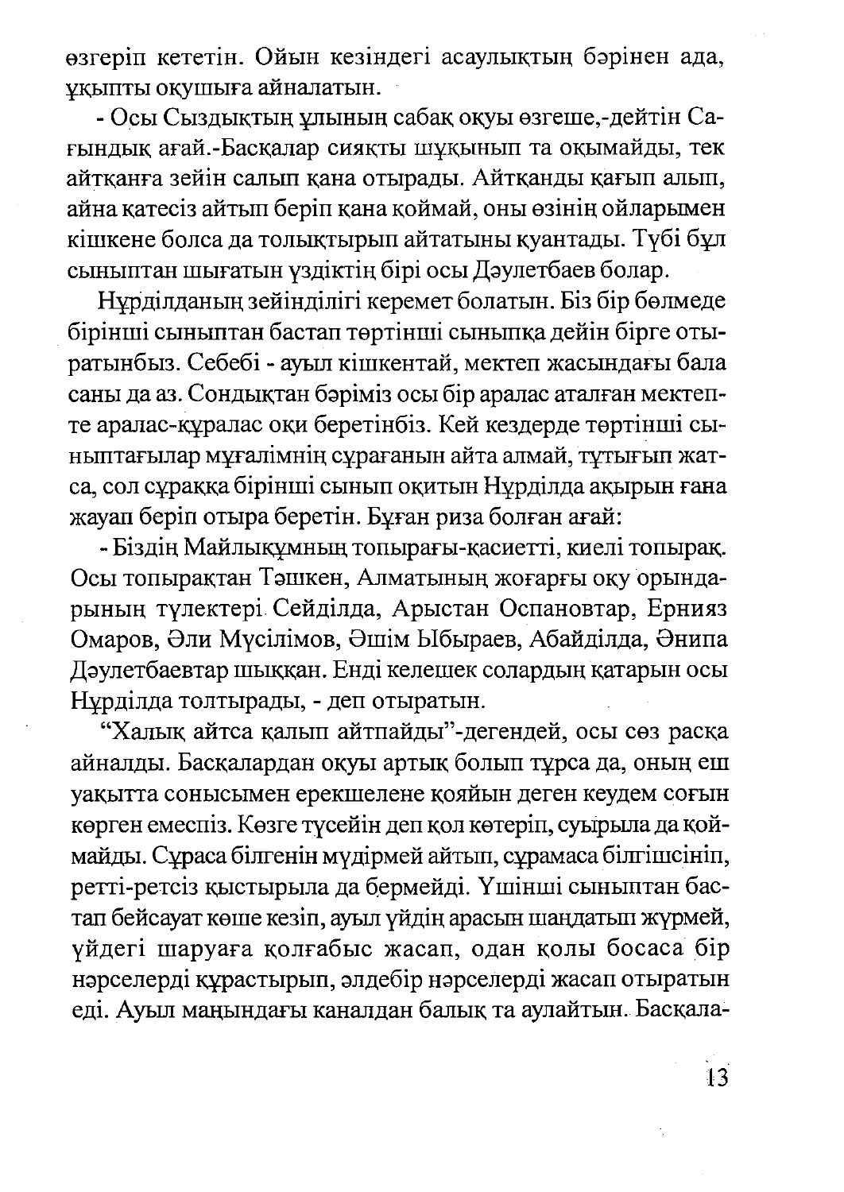өзгеріп кететін. Ойын кезіндегі асаулықтың бәрінен ада, ұқыпты оқушыға айналатын.

- Осы Сыздықтың ұлының сабақ оқуы өзгеше,-дейтін Сағындық ағай.-Басқалар сияқты шұқынып та оқымайды, тек айтқанға зейін салып қана отырады. Айтқанды қағып алып, айна қатесіз айтып беріп қана коймай, оны өзінің ойларымен кішкене болса да толықтырып айтатыны куантады. Түбі бұл сыныптан шығатын үздіктің бірі осы Дәулетбаев болар.

Нұрділданың зейінділігі керемет болатын. Біз бір бөлмеде бірінші сыныптан бастап төртінші сыныпқа дейін бірге отыратынбыз. Себебі - ауыл кішкентай, мектеп жасындағы бала саны да аз. Сондықтан бәріміз осы бір аралас аталған мектепте аралас-құралас оқи беретінбіз. Кей кездерде төртінші сыныптағылар мұғалімнің сұрағанын айта алмай, тұтығып жатса, сол сұраққа бірінші сынып оқитын Нұрділда ақырын ғана жауап беріп отыра беретін. Бұған риза болған ағай:

- Біздің Майлықұмның топырағы-қасиетті, киелі топырақ. Осы топырақтан Тәшкен, Алматының жоғарғы оқу орындарының түлектері Сейділда, Арыстан Оспановтар, Ернияз Омаров, Әли Мүсілімов, Әшім Ыбыраев, Абайділда, Әнипа Дәулетбаевтар шыққан. Енді келешек солардың қатарын осы Нұрділда толтырады, - деп отыратын.

"Халық айтса қалып айтпайды"-дегендей, осы сөз расқа айналды. Басқалардан оқуы артық болып тұрса да, оның еш уақытта сонысымен ерекшелене қояйын деген кеудем соғын көрген емеспіз. Көзге түсейін деп қол көтеріп, суырыла да коймайды. Сұраса білгенін мүдірмей айтып, сұрамаса білгішсініп, ретті-ретсіз қыстырыла да бермейді. Үшінші сыныптан бастап бейсауат көше кезіп, ауыл үйдің арасын шаңдатып жүрмей, үйдегі шаруаға қолғабыс жасап, одан қолы босаса бір нәрселерді құрастырып, әлдебір нәрселерді жасап отыратын еді. Ауыл маңындағы каналдан балық та аулайтын. Басқала-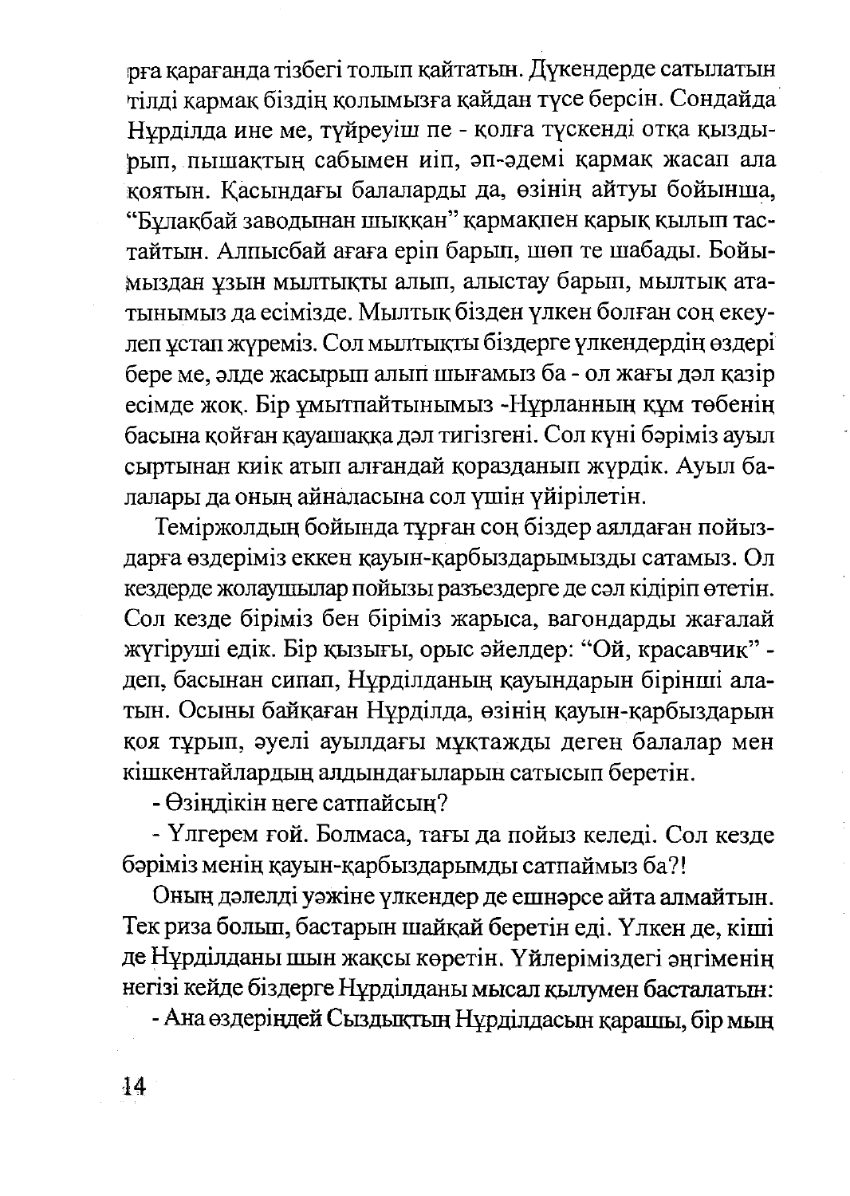рға қарағанда тізбегі толып қайтатын. Дүкендерде сатылатын тілді қармақ біздің қолымызға қайдан түсе берсін. Сондайда Нұрділда ине ме, түйреуіш пе - қолға түскенді отқа қыздырып, пышақтың сабымен иіп, әп-әдемі қармақ жасап ала қоятын. Қасындағы балаларды да, өзінің айтуы бойынша, "Бұлақбай заводынан шыққан" қармақпен қарық қылып тастайтын. Алпысбай ағаға еріп барып, шөп те шабады. Бойымыздан ұзын мылтықты алып, алыстау барып, мылтық атқанымыз да есімізде. Мылтық бізден үлкен болған соң екеулеп ұстап жүреміз. Сол мылтықты біздерге үлкендердің өздері бере ме, әлде жасырып алып шығамыз ба - ол жағы дәл қазір есімде жоқ. Бір ұмытпайтынымыз -Нұрланның құм төбенің басына қойған қауашаққа дәл тигізгені. Сол күні бәріміз ауыл сыртынан киік атып алғандай қоразданып жүрдік. Ауыл балалары да оның айналасына сол үшін үйірілетін.

Теміржолдың бойында тұрған соң біздер аялдаған пойыздарға өздеріміз еккен қауын-қарбыздарымызды сатамыз. Ол кездерде жолаушылар пойызы разъездерге де сәл кідіріп өтетін. Сол кезде біріміз бен біріміз жарыса, вагондарды жағалай жүгіруші едік. Бір қызығы, орыс әйелдер: "Ой, красавчик" - деп, басынан сипап, Нұрділданың қауындарын бірінші алатын. Осыны байқаған Нұрділда, өзінің қауын-қарбыздарын қоя тұрып, әуелі ауылдағы мұқтажды деген балалар мен кішкентайлардың алдындағыларын сатысып беретін.

- Өзіңдікін неге сатпайсың?

- Үлгерем ғой. Болмаса, тағы да пойыз келеді. Сол кезде бәріміз менің қауын-қарбыздарымды сатпаймыз ба?!

Оның дәлелді уәжіне үлкендер де ешнәрсе айта алмайтын. Тек риза болып, бастарын шайқай беретін еді. Үлкен де, кіші де Нұрділданы шын жақсы көретін. Үйлеріміздегі әңгіменің негізі кейде біздерге Нұрділданы мысал қылумен басталатын:

- Ана өздеріңдей Сыздықтың Нұрділдасын қарашы, бір мың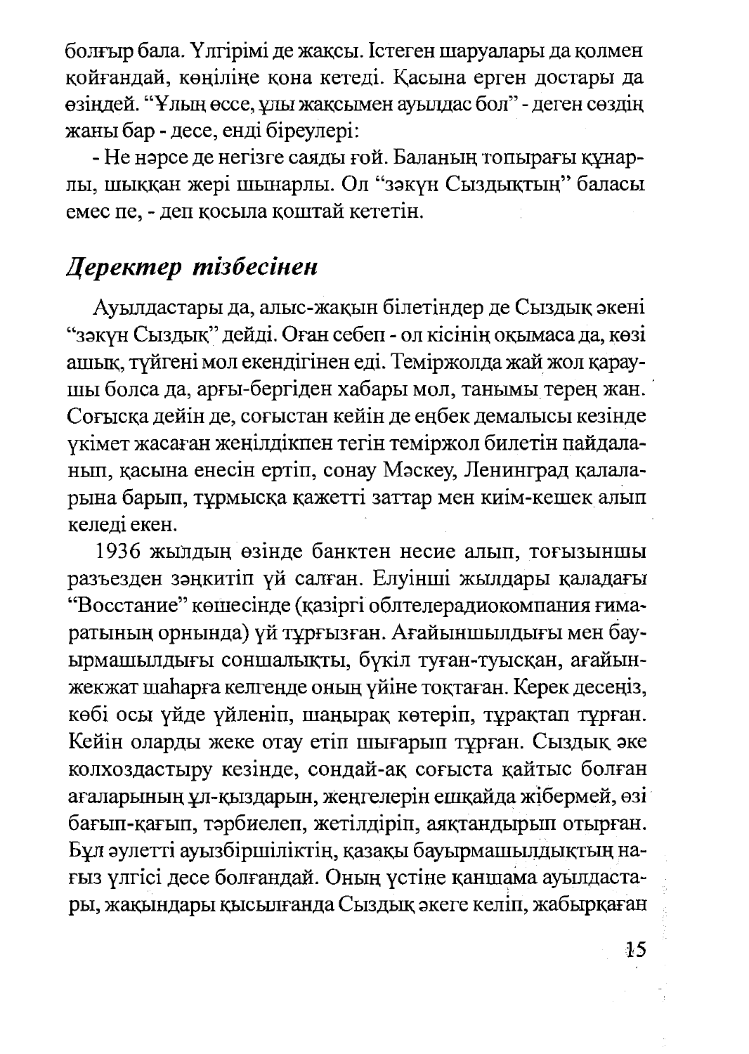болғыр бала. Үлгірімі де жақсы. Істеген шаруалары да қолмен қойғандай, көңіліне қона кетеді. Қасына ерген достары да өзіндей. "Ұлың өссе, ұлы жақсымен ауылдас бол" - деген сөздің жаны бар - десе, енді біреулері:

- Не нәрсе де негізге саяды ғой. Баланың топырағы құнарлы, шыққан жері шынарлы. Ол "зәкүн Сыздықтың" баласы емес пе, - деп қосыла қоштай кететін.

## *Деректер тізбесінен*

Ауылдастары да, алыс-жақын білетіндер де Сыздық әкені "зәкүн Сыздық" дейді. Оған себеп - ол кісінің оқымаса да, көзі ашық, түйгені мол екендігінен еді. Теміржолда жай жол қараушы болса да, арғы-бергіден хабары мол, танымы терең жан. Соғысқа дейін де, соғыстан кейін де еңбек демалысы кезінде үкімет жасаған жеңілдікпен тегін теміржол билетін пайдаланып, қасына енесін ертіп, сонау Мәскеу, Ленинград қалаларына барып, тұрмысқа қажетті заттар мен киім-кешек алып келеді екен.

1936 жылдың өзінде банктен несие алып, тоғызыншы разъезден зәңкитіп үй салған. Елуінші жылдары қаладағы "Восстание" көшесінде (қазіргі облтелерадиокомпания ғимаратының орнында) үй тұрғызған. Ағайыншылдығы мен бауырмашылдығы соншалықты, бүкіл туған-туысқан, ағайын-жекжат шаһарға келгенде оның үйіне тоқтаған. Керек десеңіз, көбі осы үйде үйленіп, шаңырақ көтеріп, тұрақтап тұрған. Кейін оларды жеке отау етіп шығарып тұрған. Сыздық әке колхоздастыру кезінде, сондай-ақ соғыста қайтыс болған ағаларының ұл-қыздарын, жеңгелерін ешқайда жібермей, өзі бағып-қағып, тәрбиелеп, жетілдіріп, аяқтандырып отырған. Бұл әулетті ауызбіршіліктің, қазақы бауырмашылдықтың нағыз үлгісі десе болғандай. Оның үстіне қаншама ауылдастары, жақындары қысылғанда Сыздық әкеге келіп, жабырқаған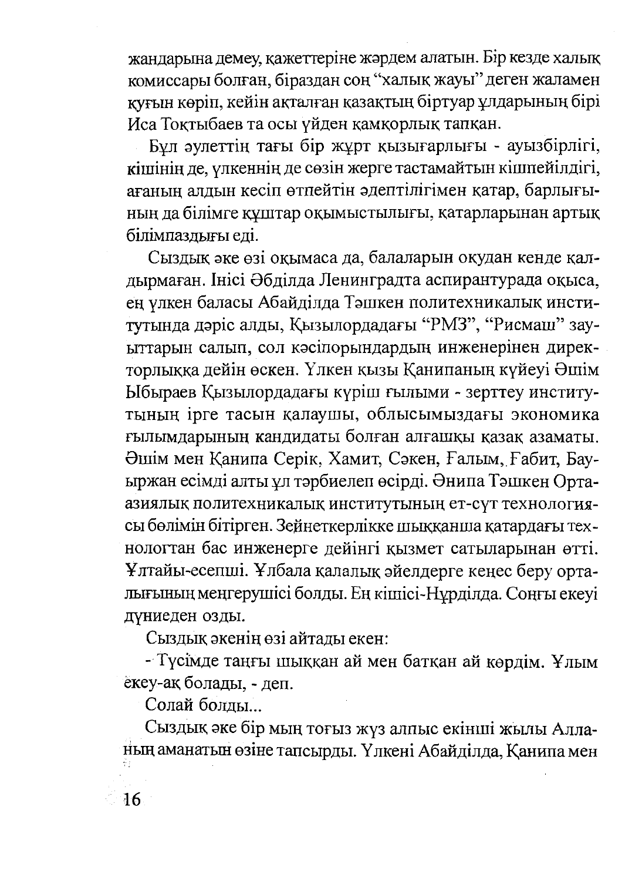жандарына демеу, қажеттеріне жәрдем алатын. Бір кезде халық комиссары болған, біраздан соң "халық жауы" деген жаламен қуғын көріп, кейін ақталған қазақтың біртуар ұлдарының бірі Иса Тоқтыбаев та осы үйден қамқорлық тапқан.

Бұл әулеттің тағы бір жұрт қызығарлығы - ауызбірлігі, кішінің де, үлкеннің де сөзін жерге тастамайтын кішпейілдігі, ағаның алдын кесіп өтпейтін әдептілігімен қатар, барлығының да білімге құштар оқымыстылығы, қатарларынан артық білімпаздығы еді.

Сыздық әке өзі оқымаса да, балаларын оқудан кенде қалдырмаған. Інісі Әбділда Ленинградта аспирантурада оқыса, ең үлкен баласы Абайділда Тәшкен политехникалық институтында дәріс алды, Қызылордадағы "РМЗ", "Рисмаш" зауыттарын салып, сол кәсіпорындардың инженерінен директорлыққа дейін өскен. Үлкен қызы Қанипаның күйеуі Әшім Ыбыраев Қызылордадағы күріш ғылыми - зерттеу институтының ірге тасын қалаушы, облысымыздағы экономика ғылымдарының кандидаты болған алғашқы қазақ азаматы. Әшім мен Қанипа Серік, Хамит, Сәкен, Ғалым, Ғабит, Бауыржан есімді алты ұл тәрбиелеп өсірді. Әнипа Тәшкен Ортаазиялық политехникалық институтының ет-сүт технологиясы бөлімін бітірген. Зейнеткерлікке шыққанша қатардағы технологтан бас инженерге дейінгі қызмет сатыларынан өтті. Ұлтайы-есепші. Ұлбала қалалық әйелдерге кеңес беру орталығының меңгерушісі болды. Ең кішісі-Нұрділда. Соңғы екеуі дүниеден озды.

Сыздық әкенің өзі айтады екен:

- Түсімде таңғы шыққан ай мен батқан ай көрдім. Ұлым екеу-ақ болады, - деп.

Солай болды...

Сыздық әке бір мың тоғыз жүз алпыс екінші жылы Алланың аманатын өзіне тапсырды. Үлкені Абайділда, Қанипа мен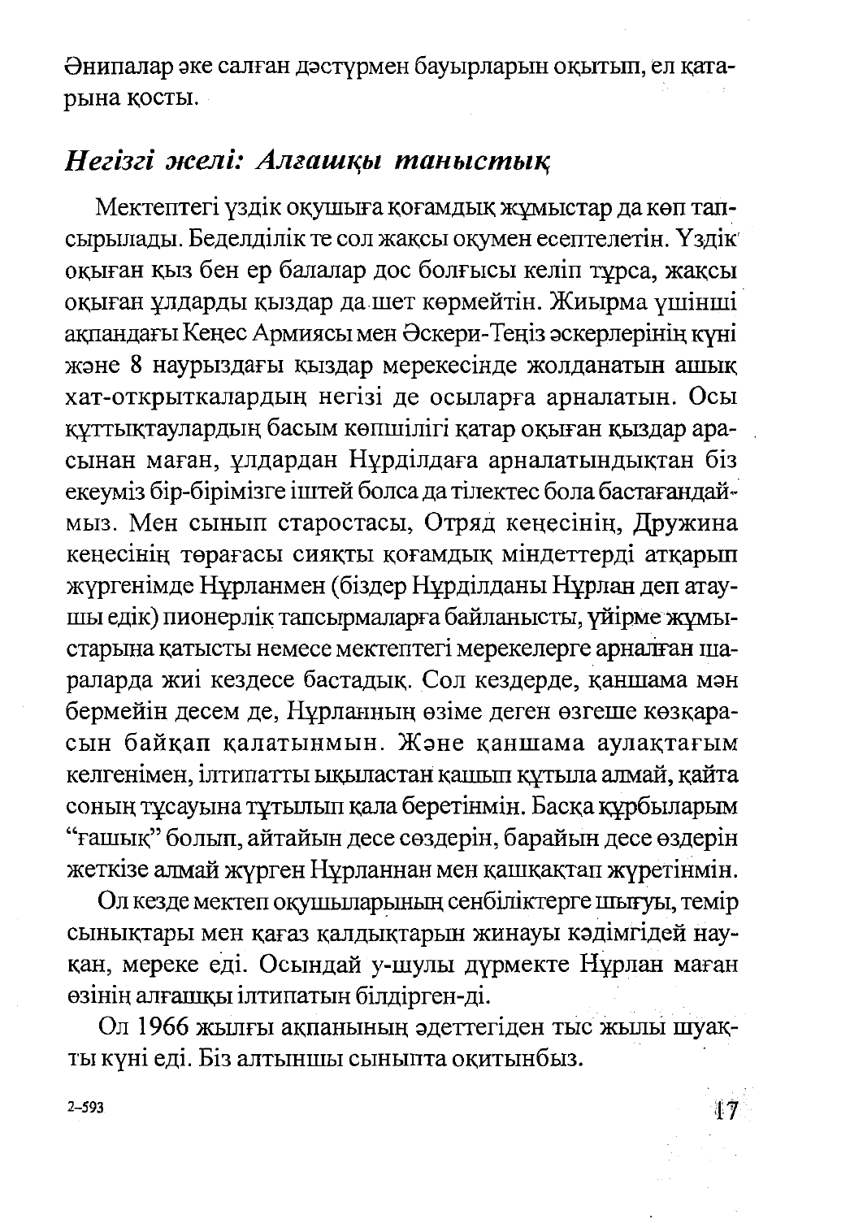Әнипалар әке салған дәстүрмен бауырларын оқытып, ел қатарына қосты.

## *Негізгі желі: Алғашқы таныстық*

Мектептегі үздік оқушыға қоғамдық жұмыстар да көп тапсырылады. Беделділік те сол жақсы оқумен есептелетін. Үздік оқыған қыз бен ер балалар дос болғысы келіп тұрса, жақсы оқыған ұлдарды қыздар да шет көрмейтін. Жиырма үшінші ақпандағы Кеңес Армиясы мен Әскери-Теңіз әскерлерінің күні және 8 наурыздағы қыздар мерекесінде жолданатын ашық хат-открыткалардың негізі де осыларға арналатын. Осы құттықтаулардың басым көпшілігі қатар оқыған қыздар арасынан маған, ұлдардан Нұрділдаға арналатындықтан біз екеуміз бір-бірімізге іштей болса да тілектес бола бастағандаймыз. Мен сынып старостасы, Отряд кеңесінің, Дружина кеңесінің төрағасы сияқты қоғамдық міндеттерді атқарып жүргенімде Нұрланмен (біздер Нұрділданы Нұрлан деп атаушы едік) пионерлік тапсырмаларға байланысты, үйірме жұмыстарына қатысты немесе мектептегі мерекелерге арналған шараларда жиі кездесе бастадық. Сол кездерде, қаншама мән бермейін десем де, Нұрланның өзіме деген өзгеше көзқарасын байқап қалатынмын. Және қаншама аулақтағым келгенімен, ілтипатты ықыластан қашып құтыла алмай, қайта соның тұсауына тұтылып қала беретінмін. Басқа құрбыларым "ғашық" болып, айтайын десе сөздерін, барайын десе өздерін жеткізе алмай жүрген Нұрланнан мен қашқақтап жүретінмін.

Ол кезде мектеп оқушыларының сенбіліктерге шығуы, темір сынықтары мен қағаз қалдықтарын жинауы кәдімгідей науқан, мереке еді. Осындай у-шулы дүрмекте Нұрлан маған өзінің алғашқы ілтипатын білдірген-ді.

Ол 1966 жылғы ақпанының әдеттегіден тыс жылы шуақты күні еді. Біз алтыншы сыныпта оқитынбыз.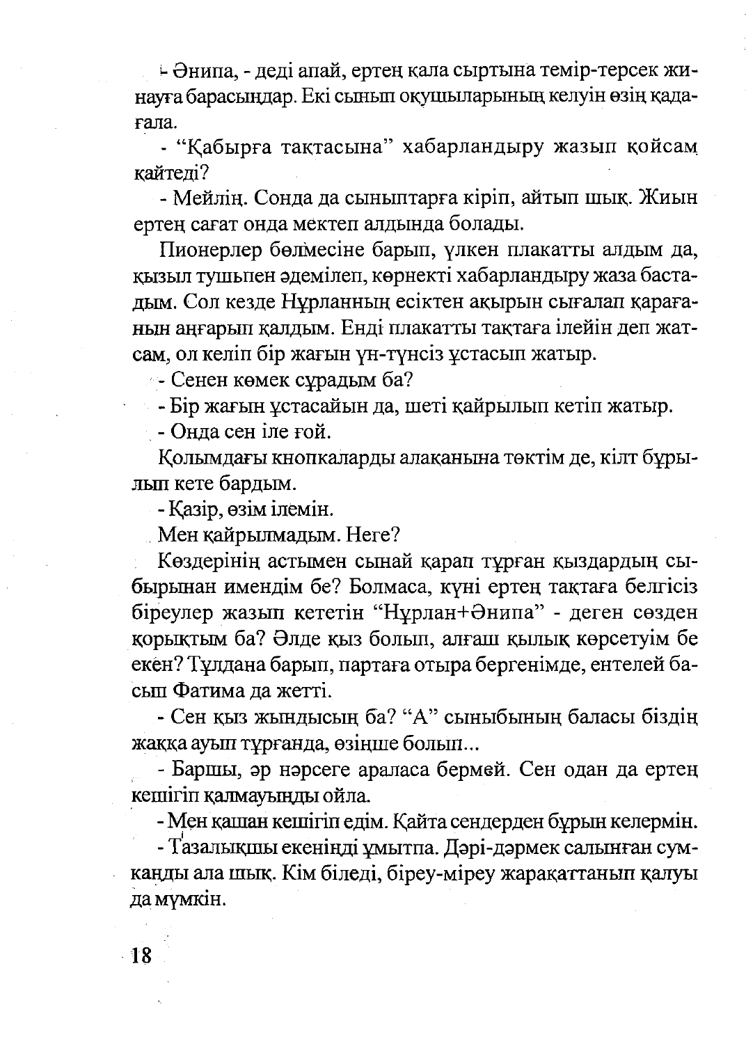- Әнипа, - деді апай, ертең қала сыртына темір-терсек жинауға барасыңдар. Екі сынып оқушыларының келуін өзің қадағала.

- "Қабырға тақтасына" хабарландыру жазып қойсам қайтеді?

- Мейлің. Сонда да сыныптарға кіріп, айтып шық. Жиын ертең сағат онда мектеп алдында болады.

Пионерлер бөлмесіне барып, үлкен плакатты алдым да, қызыл тушьпен әдемілеп, көрнекті хабарландыру жаза бастадым. Сол кезде Нұрланның есіктен ақырын сығалап қарағанын аңғарып қалдым. Енді плакатты тақтаға ілейін деп жатсам, ол келіп бір жағын үн-түнсіз ұстасып жатыр.

- Сенен көмек сұрадым ба?

- Бір жағын ұстасайын да, шеті қайрылып кетіп жатыр.

- Онда сен іле ғой.

Қолымдағы кнопкаларды алақанына төктім де, кілт бұрылып кете бардым.

- Қазір, өзім ілемін.

Мен қайрылмадым. Неге?

Көздерінің астымен сынай қарап тұрған қыздардың сыбырынан имендім бе? Болмаса, күні ертең тақтаға белгісіз біреулер жазып кететін "Нұрлан+Әнипа" - деген сөзден қорықтым ба? Әлде қыз болып, алғаш қылық көрсетуім бе екен? Тұлдана барып, партаға отыра бергенімде, ентелей басып Фатима да жетті.

- Сен қыз жындысың ба? "А" сыныбының баласы біздің жаққа ауып тұрғанда, өзіңше болып...

- Баршы, әр нәрсеге араласа бермей. Сен одан да ертең кешігіп қалмауыңды ойла.

- Мен қашан кешігіп едім. Қайта сендерден бұрын келермін.

- Тазалықшы екеніңді ұмытпа. Дәрі-дәрмек салынған сумкаңды ала шық. Кім біледі, біреу-міреу жарақаттанып қалуы да мүмкін.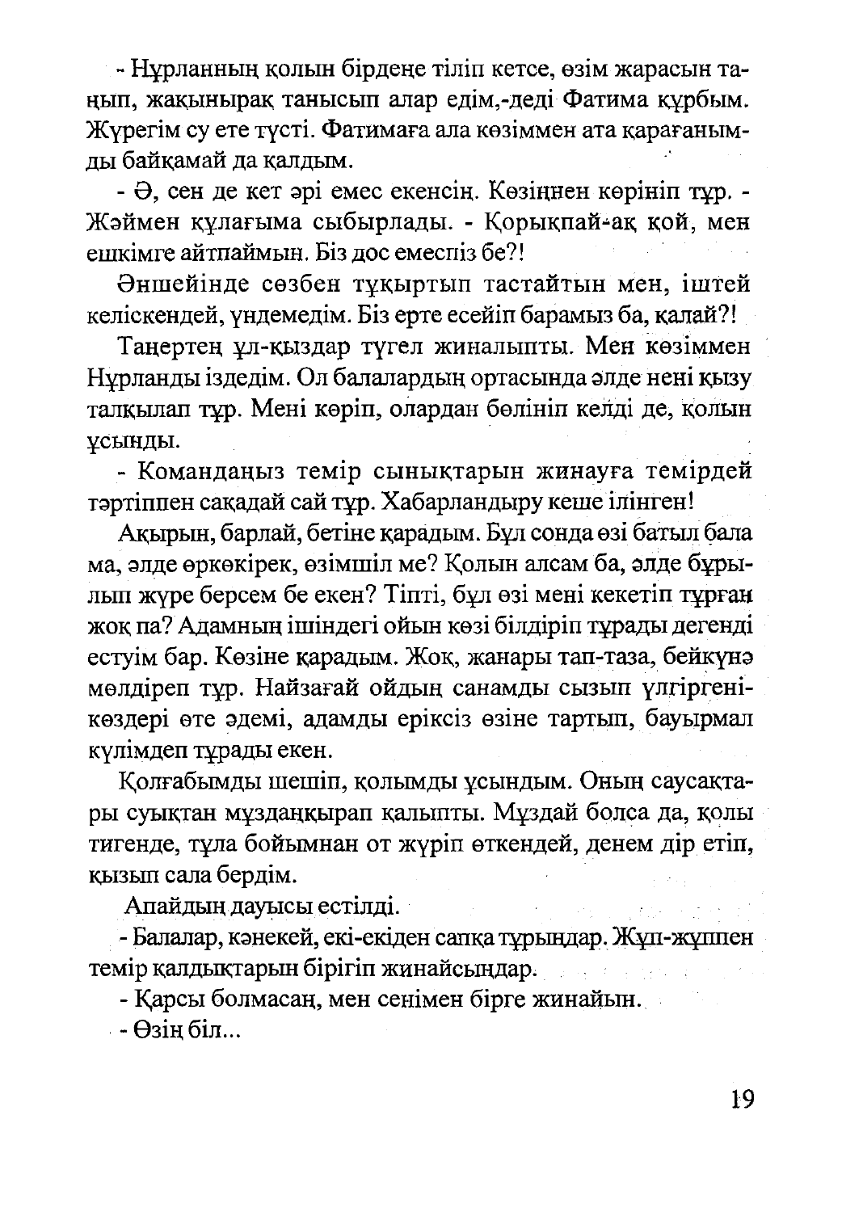- Нұрланның қолын бірдеңе тіліп кетсе, өзім жарасын таңып, жақынырақ танысып алар едім,-деді Фатима құрбым. Жүрегім су ете түсті. Фатимаға ала көзіммен ата қарағанымды байқамай да қалдым.

- Ә, сен де кет әрі емес екенсің. Көзіңнен көрініп тұр. - Жәймен құлағыма сыбырлады. - Қорықпай-ақ қой, мен ешкімге айтпаймын. Біз дос емеспіз бе?!

Әншейінде сөзбен тұқыртып тастайтын мен, іштей келіскендей, үндемедім. Біз ерте есейіп барамыз ба, қалай?!

Таңертең ұл-қыздар түгел жиналыпты. Мен көзіммен Нұрланды іздедім. Ол балалардың ортасында әлде нені қызу талқылап тұр. Мені көріп, олардан бөлініп келді де, қолын ұсынды.

- Командаңыз темір сынықтарын жинауға темірдей тәртіппен сақадай сай тұр. Хабарландыру кеше ілінген!

Ақырын, барлай, бетіне қарадым. Бұл сонда өзі батыл бала ма, әлде өркөкірек, өзімшіл ме? Қолын алсам ба, әлде бұрылып жүре берсем бе екен? Тіпті, бұл өзі мені кекетіп тұрған жоқ па? Адамның ішіндегі ойын көзі білдіріп тұрады дегенді естуім бар. Көзіне қарадым. Жоқ, жанары тап-таза, бейкүнә мөлдіреп тұр. Найзағай ойдың санамды сызып үлгіргені-көздері өте әдемі, адамды еріксіз өзіне тартып, бауырмал күлімдеп тұрады екен.

Қолғабымды шешіп, қолымды ұсындым. Оның саусақтары суықтан мұзданқырап қалыпты. Мұздай болса да, қолы тигенде, тұла бойымнан от жүріп өткендей, денем дір етіп, қызып сала бердім.

Апайдың дауысы естілді.

- Балалар, кәнекей, екі-екіден сапқа тұрыңдар. Жұп-жұппен темір қалдықтарын бірігіп жинайсыңдар.

- Қарсы болмасаң, мен сенімен бірге жинайын.

- Өзің біл...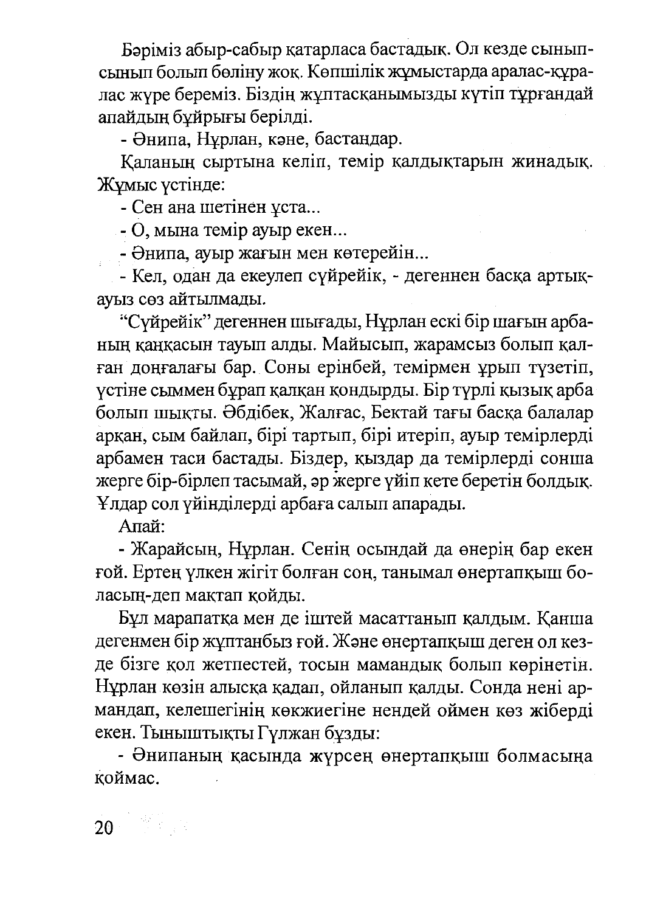Бәріміз абыр-сабыр қатарласа бастадық. Ол кезде сынып-сынып болып бөліну жоқ. Көпшілік жұмыстарда аралас-құралас жүре береміз. Біздің жұптасқанымызды күтіп тұрғандай апайдың бұйрығы берілді.

- Әнипа, Нұрлан, кәне, бастаңдар.

Қаланың сыртына келіп, темір қалдықтарын жинадық. Жұмыс үстінде:

- Сен ана шетінен ұста...
- О, мына темір ауыр екен...
- Әнипа, ауыр жағын мен көтерейін...
- Кел, одан да екеулеп сүйрейік, - дегеннен басқа артық-ауыз сөз айтылмады.

"Сүйрейік" дегеннен шығады, Нұрлан ескі бір шағын арбаның қаңқасын тауып алды. Майысып, жарамсыз болып қалған доңғалағы бар. Соны ерінбей, темірмен ұрып түзетіп, үстіне сыммен бұрап қалқан қондырды. Бір түрлі қызық арба болып шықты. Әбдібек, Жалғас, Бектай тағы басқа балалар арқан, сым байлап, бірі тартып, бірі итеріп, ауыр темірлерді арбамен таси бастады. Біздер, қыздар да темірлерді сонша жерге бір-бірлеп тасымай, әр жерге үйіп кете беретін болдық. Ұлдар сол үйінділерді арбаға салып апарады.

Апай:

- Жарайсың, Нұрлан. Сенің осындай да өнерің бар екен ғой. Ертең үлкен жігіт болған соң, танымал өнертапқыш боласың-деп мақтап қойды.

Бұл марапатқа мен де іштей масаттанып қалдым. Қанша дегенмен бір жұптанбыз ғой. Және өнертапқыш деген ол кезде бізге қол жетпестей, тосын мамандық болып көрінетін. Нұрлан көзін алысқа қадап, ойланып қалды. Сонда нені армандап, келешегінің көкжиегіне нендей оймен көз жіберді екен. Тыныштықты Гүлжан бұзды:

- Әнипаның қасында жүрсең өнертапқыш болмасыңа қоймас.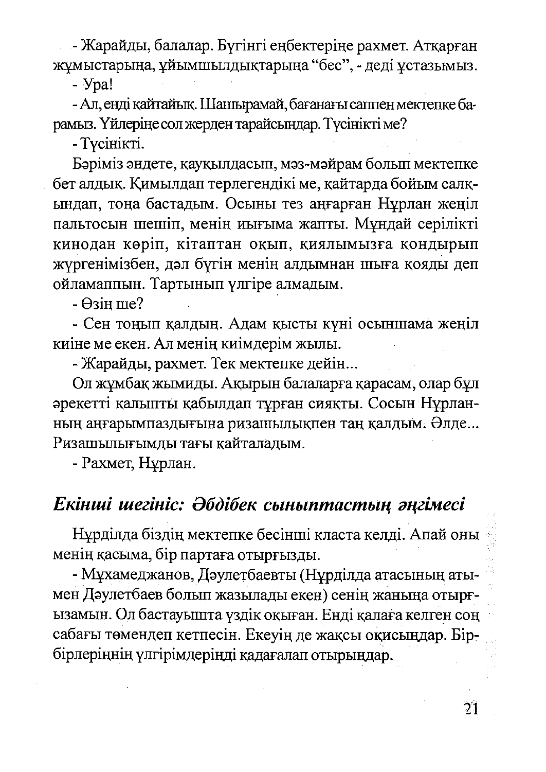- Жарайды, балалар. Бүгінгі еңбектеріңе рахмет. Атқарған жұмыстарыңа, ұйымшылдықтарыңа "бес", - деді ұстазымыз.

- Ура!

- Ал, енді қайтайық. Шашырамай, бағанағы саппен мектепке барамыз. Үйлеріңе сол жерден тарайсыңдар. Түсінікті ме?

- Түсінікті.

Бәріміз әндете, қауқылдасып, мәз-мәйрам болып мектепке бет алдық. Қимылдап терлегендікі ме, қайтарда бойым салқындап, тоңа бастадым. Осыны тез аңғарған Нұрлан жеңіл пальтосын шешіп, менің иығыма жапты. Мұндай серілікті кинодан көріп, кітаптан оқып, қиялымызға қондырып жүргенімізбен, дәл бүгін менің алдымнан шыға қояды деп ойламаппын. Тартынып үлгіре алмадым.

- Өзің ше?

- Сен тоңып қалдың. Адам қысты күні осыншама жеңіл киіне ме екен. Ал менің киімдерім жылы.

- Жарайды, рахмет. Тек мектепке дейін...

Ол жұмбақ жымиды. Ақырын балаларға қарасам, олар бұл әрекетті қалыпты қабылдап тұрған сияқты. Сосын Нұрланның аңғарымпаздығына ризашылықпен таң қалдым. Әлде... Ризашылығымды тағы қайталадым.

- Рахмет, Нұрлан.

## *Екінші шегініс: Әбдібек сыныптастың әңгімесі*

Нұрділда біздің мектепке бесінші класта келді. Апай оны менің қасыма, бір партаға отырғызды.

- Мұхамеджанов, Дәулетбаевты (Нұрділда атасының атымен Дәулетбаев болып жазылады екен) сенің жаныңа отырғызамын. Ол бастауышта үздік оқыған. Енді қалаға келген соң сабағы төмендеп кетпесін. Екеуің де жақсы оқисыңдар. Бір-бірлеріңнің үлгерімдеріңді қадағалап отырыңдар.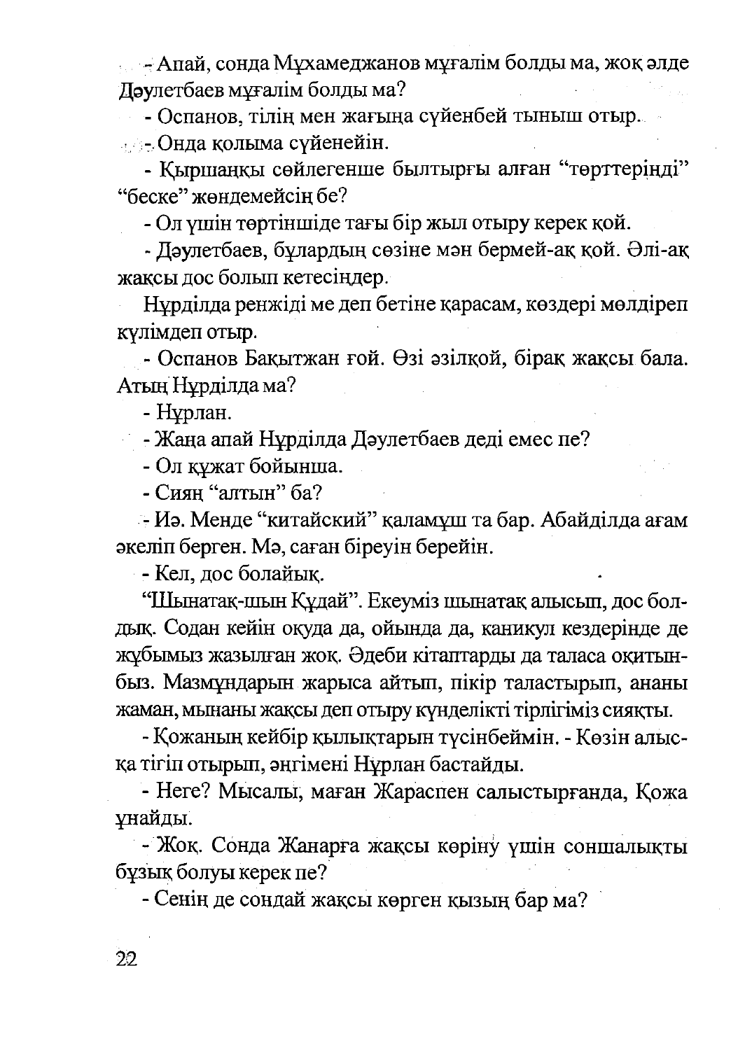- Апай, сонда Мұхамеджанов мұғалім болды ма, жоқ әлде Дәулетбаев мұғалім болды ма?

- Оспанов, тілің мен жағыңа сүйенбей тыныш отыр.

- Онда қолыма сүйенейін.

- Қыршаңқы сөйлегенше былтырғы алған "төрттеріңді" "беске" жөндемейсің бе?

- Ол үшін төртіншіде тағы бір жыл отыру керек қой.

- Дәулетбаев, бұлардың сөзіне мән бермей-ақ қой. Әлі-ақ жақсы дос болып кетесіңдер.

Нұрділда ренжіді ме деп бетіне қарасам, көздері мөлдіреп күлімдеп отыр.

- Оспанов Бақытжан ғой. Өзі әзілқой, бірақ жақсы бала. Атың Нұрділда ма?

- Нұрлан.

- Жаңа апай Нұрділда Дәулетбаев деді емес пе?

- Ол құжат бойынша.

- Сияң "алтын" ба?

- Иә. Менде "китайский" қаламұш та бар. Абайділда ағам әкеліп берген. Мә, саған біреуін берейін.

- Кел, дос болайық.

"Шынатақ-шын Құдай". Екеуміз шынатақ алысып, дос болдық. Содан кейін оқуда да, ойында да, каникул кездерінде де жұбымыз жазылған жоқ. Әдеби кітаптарды да таласа оқитынбыз. Мазмұндарын жарыса айтып, пікір таластырып, ананы жаман, мынаны жақсы деп отыру күнделікті тірлігіміз сияқты.

- Қожаның кейбір қылықтарын түсінбеймін. - Көзін алысқа тігіп отырып, әңгімені Нұрлан бастайды.

- Неге? Мысалы, маған Жараспен салыстырғанда, Қожа ұнайды.

- Жоқ. Сонда Жанарға жақсы көріну үшін соншалықты бұзық болуы керек пе?

- Сенің де сондай жақсы көрген қызың бар ма?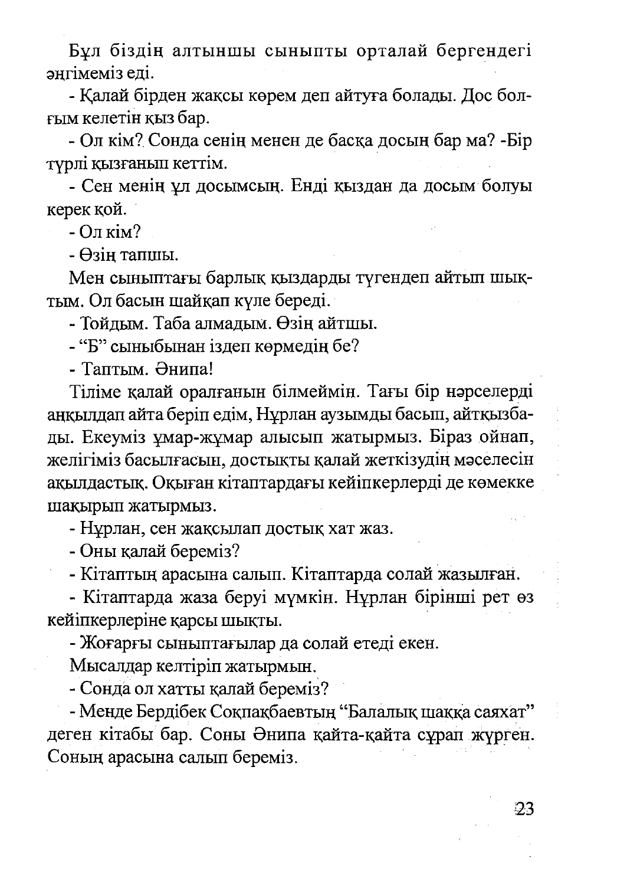Бұл біздің алтыншы сыныпты орталай бергендегі әңгімеміз еді.

- Қалай бірден жақсы көрем деп айтуға болады. Дос болғым келетін қыз бар.

- Ол кім? Сонда сенің менен де басқа досың бар ма? -Бір түрлі қызғанып кеттім.

- Сен менің ұл досымсың. Енді қыздан да досым болуы керек қой.

- Ол кім?

- Өзің тапшы.

Мен сыныптағы барлық қыздарды түгендеп айтып шықтым. Ол басын шайқап күле береді.

- Тойдым. Таба алмадым. Өзің айтшы.

- "Б" сыныбынан іздеп көрмедің бе?

- Таптым. Әнипа!

Тіліме қалай оралғанын білмеймін. Тағы бір нәрселерді аңқылдап айта беріп едім, Нұрлан аузымды басып, айтқызбады. Екеуміз ұмар-жұмар алысып жатырмыз. Біраз ойнап, желігіміз басылғасын, достықты қалай жеткізудің мәселесін ақылдастық. Оқыған кітаптардағы кейіпкерлерді де көмекке шақырып жатырмыз.

- Нұрлан, сен жақсылап достық хат жаз.

- Оны қалай береміз?

- Кітаптың арасына салып. Кітаптарда солай жазылған.

- Кітаптарда жаза беруі мүмкін. Нұрлан бірінші рет өз кейіпкерлеріне қарсы шықты.

- Жоғарғы сыныптағылар да солай етеді екен.

Мысалдар келтіріп жатырмын.

- Сонда ол хатты қалай береміз?

- Менде Бердібек Соқпақбаевтың "Балалық шаққа саяхат" деген кітабы бар. Соны Әнипа қайта-қайта сұрап жүрген. Соның арасына салып береміз.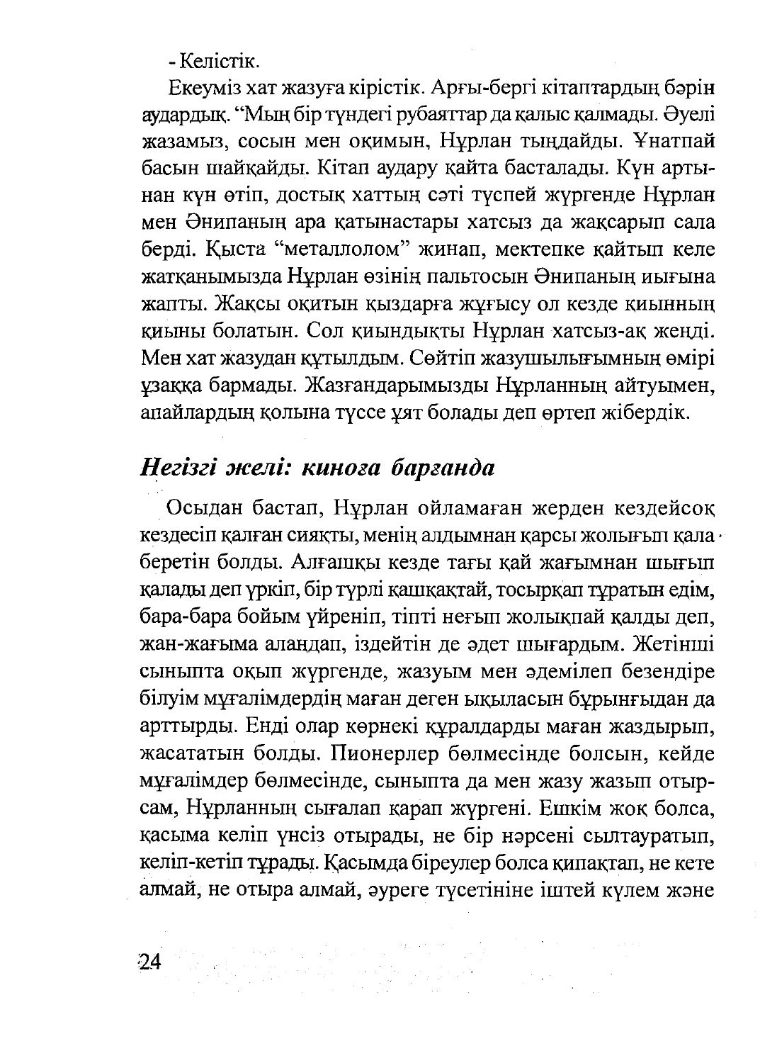- Келістік.

Екеуміз хат жазуға кірістік. Арғы-бергі кітаптардың бәрін аудардық. "Мың бір түндегі рубаяттар да қалыс қалмады. Әуелі жазамыз, сосын мен оқимын, Нұрлан тыңдайды. Ұнатпай басын шайқайды. Кітап аудару қайта басталады. Күн артынан күн өтіп, достық хаттың сәті түспей жүргенде Нұрлан мен Әнипаның ара қатынастары хатсыз да жақсарып сала берді. Қыста "металлолом" жинап, мектепке қайтып келе жатқанымызда Нұрлан өзінің пальтосын Әнипаның иығына жапты. Жақсы оқитын қыздарға жұғысу ол кезде қиынның қиыны болатын. Сол қиындықты Нұрлан хатсыз-ақ жеңді. Мен хат жазудан құтылдым. Сөйтіп жазушылығымның өмірі ұзаққа бармады. Жазғандарымызды Нұрланның айтуымен, апайлардың қолына түссе ұят болады деп өртеп жібердік.

## *Негізгі желі: киноға барғанда*

Осыдан бастап, Нұрлан ойламаған жерден кездейсоқ кездесіп қалған сияқты, менің алдымнан қарсы жолығып қала беретін болды. Алғашқы кезде тағы қай жағымнан шығып қалады деп үркіп, бір түрлі қашқақтай, тосырқап тұратын едім, бара-бара бойым үйреніп, тіпті неғып жолықпай қалды деп, жан-жағыма аландап, іздейтін де әдет шығардым. Жетінші сыныпта оқып жүргенде, жазуым мен әдемілеп безендіре білуім мұғалімдердің маған деген ықыласын бұрынғыдан да арттырды. Енді олар көрнекі құралдарды маған жаздырып, жасататын болды. Пионерлер бөлмесінде болсын, кейде мұғалімдер бөлмесінде, сыныпта да мен жазу жазып отырсам, Нұрланның сығалап қарап жүргені. Ешкім жоқ болса, қасыма келіп үнсіз отырады, не бір нәрсені сылтауратып, келіп-кетіп тұрады. Қасымда біреулер болса қипақтап, не кете алмай, не отыра алмай, әуреге түсетініне іштей күлем және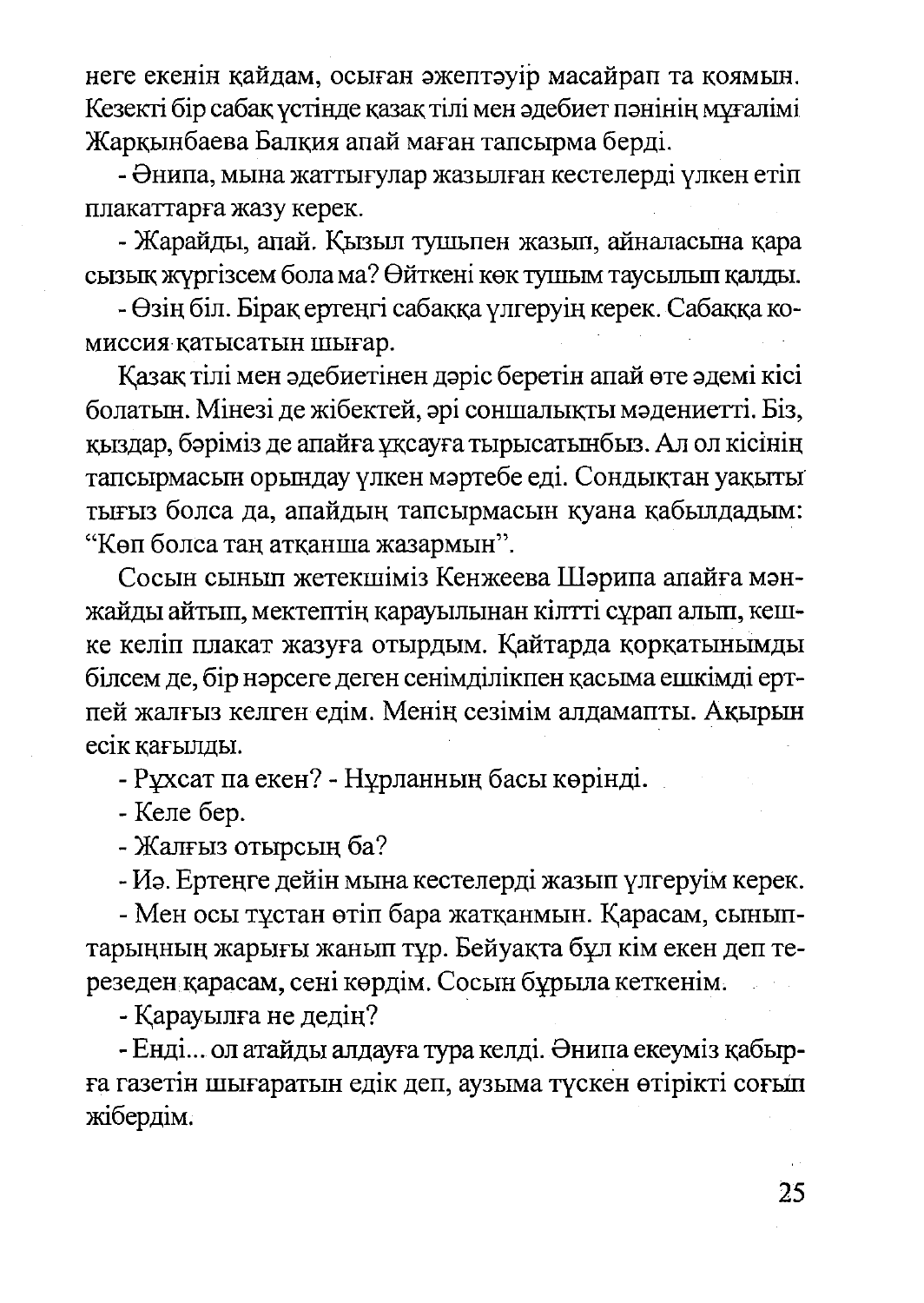неге екенін қайдам, осыған әжептәуір масайрап та қоямын. Кезекті бір сабақ үстінде қазақ тілі мен әдебиет пәнінің мұғалімі Жарқынбаева Балқия апай маған тапсырма берді.

- Әнипа, мына жаттығулар жазылған кестелерді үлкен етіп плакаттарға жазу керек.

- Жарайды, апай. Қызыл тушьпен жазып, айналасына қара сызық жүргізсем бола ма? Өйткені көк тушым таусылып қалды.

- Өзің біл. Бірақ ертеңгі сабаққа үлгеруің керек. Сабаққа комиссия катысатын шығар.

Қазақ тілі мен әдебиетінен дәріс беретін апай өте әдемі кісі болатын. Мінезі де жібектей, әрі соншалықты мәдениетті. Біз, қыздар, бәріміз де апайға ұқсауға тырысатынбыз. Ал ол кісінің тапсырмасын орындау үлкен мәртебе еді. Сондықтан уақыты тығыз болса да, апайдың тапсырмасын қуана қабылдадым: "Көп болса таң атқанша жазармын".

Сосын сынып жетекшіміз Кенжеева Шәрипа апайға мән-жайды айтып, мектептің қарауылынан кілтті сұрап алып, кешке келіп плакат жазуға отырдым. Қайтарда қорқатынымды білсем де, бір нәрсеге деген сенімділікпен қасыма ешкімді ертпей жалғыз келген едім. Менің сезімім алдамапты. Ақырын есік қағылды.

- Рұхсат па екен? - Нұрланның басы көрінді.

- Келе бер.

- Жалғыз отырсың ба?

- Иә. Ертеңге дейін мына кестелерді жазып үлгеруім керек.

- Мен осы тұстан өтіп бара жатқанмын. Қарасам, сыныптарыңның жарығы жанып тұр. Бейуақта бұл кім екен деп терезеден қарасам, сені көрдім. Сосын бұрыла кеткенім.

- Қарауылға не дедің?

- Енді... ол атайды алдауға тура келді. Әнипа екеуміз қабырға газетін шығаратын едік деп, аузыма түскен өтірікті соғып жібердім.